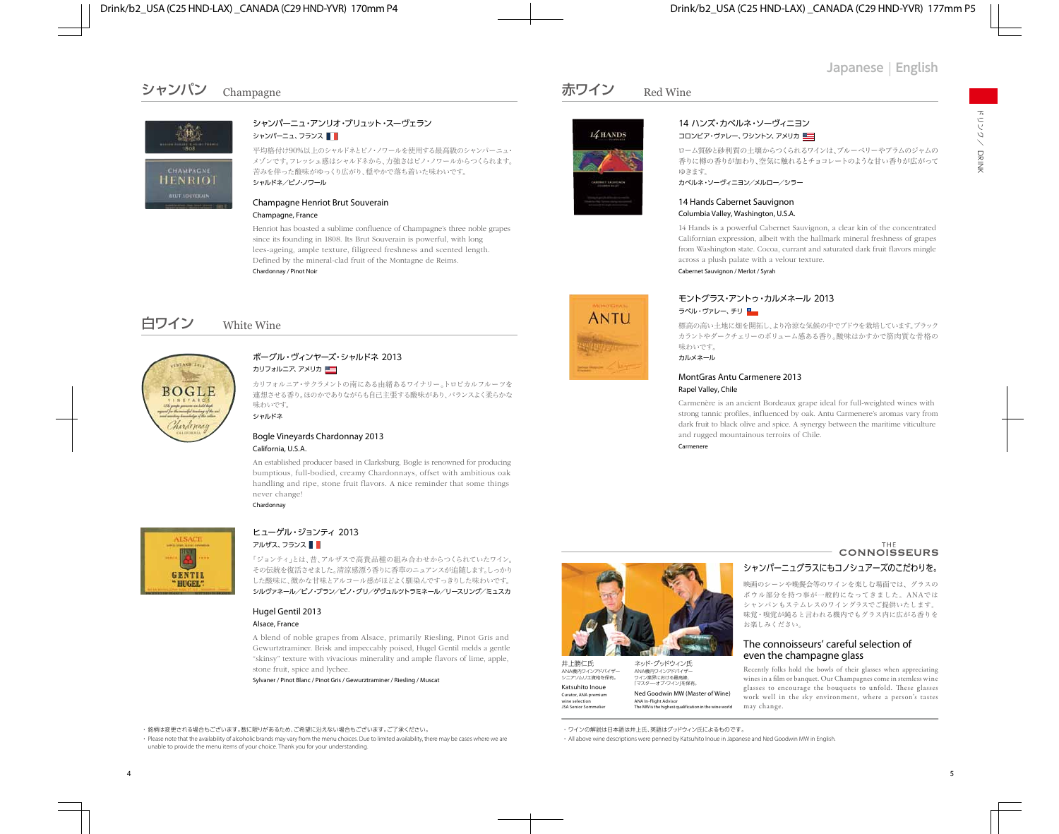Japanese | English

## シャンパン Champagne

### シャンパーニュ・アンリオ・ブリュット・スーヴェラン

シャンパーニュ、フランス

平均格付け90%以上のシャルドネとピノ・ノワールを使用する最高級のシャンパーニュ・メゾンです。フレッシュ感はシャルドネから、力強さはピノ・ノワールからつくられます。苦みを伴った酸味がゆっくり広がり、穏やかで落ち着いた味わいです。

シャルドネ／ピノ・ノワール

### Champagne Henriot Brut Souverain

Champagne, France

Henriot has boasted a sublime confluence of Champagne's three noble grapes since its founding in 1808. Its Brut Souverain is powerful, with long lees-ageing, ample texture, filigreed freshness and scented length. Defined by the mineral-clad fruit of the Montagne de Reims.

Chardonnay / Pinot Noir

## 白ワイン White Wine

### ボーグル・ヴィンヤーズ・シャルドネ 2013

カリフォルニア、アメリカ

カリフォルニア・サクラメントの南にある由緒あるワイナリー。トロピカルフルーツを連想させる香り。ほのかでありながらも自己主張する酸味があり、バランスよく柔らかな味わいです。

シャルドネ

### Bogle Vineyards Chardonnay 2013

California, U.S.A.

An established producer based in Clarksburg, Bogle is renowned for producing bumptious, full-bodied, creamy Chardonnays, offset with ambitious oak handling and ripe, stone fruit flavors. A nice reminder that some things never change!

Chardonnay

### ヒューゲル・ジョンティ 2013

アルザス、フランス

「ジョンティ」とは、昔、アルザスで高貴品種の組み合わせからつくられていたワイン。その伝統を復活させました。清涼感漂う香りに香草のニュアンスが追随します。しっかりした酸味に、微かな甘味とアルコール感がほどよく馴染んですっきりした味わいです。

シルヴァネール／ピノ・ブラン／ピノ・グリ／ゲヴュルツトラミネール／リースリング／ミュスカ

### Hugel Gentil 2013

Alsace, France

A blend of noble grapes from Alsace, primarily Riesling, Pinot Gris and Gewurztraminer. Brisk and impeccably poised, Hugel Gentil melds a gentle "skinsy" texture with vivacious minerality and ample flavors of lime, apple, stone fruit, spice and lychee.

Sylvaner / Pinot Blanc / Pinot Gris / Gewurztraminer / Riesling / Muscat

・銘柄は変更される場合もございます。数に限りがあるため、ご希望に沿えない場合もございます。ご了承ください。

・Please note that the availability of alcoholic brands may vary from the menu choices. Due to limited availability, there may be cases where we are unable to provide the menu items of your choice. Thank you for your understanding.

## 赤ワイン Red Wine

### 14 ハンズ・カベルネ・ソーヴィニヨン

コロンビア・ヴァレー、ワシントン、アメリカ

ローム質砂と砂利質の土壌からつくられるワインは、ブルーベリーやプラムのジャムの香りに樽の香りが加わり、空気に触れるとチョコレートのような甘い香りが広がってゆきます。

カベルネ・ソーヴィニヨン／メルロー／シラー

### 14 Hands Cabernet Sauvignon

Columbia Valley, Washington, U.S.A.

14 Hands is a powerful Cabernet Sauvignon, a clear kin of the concentrated Californian expression, albeit with the hallmark mineral freshness of grapes from Washington state. Cocoa, currant and saturated dark fruit flavors mingle across a plush palate with a velour texture.

Cabernet Sauvignon / Merlot / Syrah

### モントグラス・アントゥ・カルメネール 2013

ラペル・ヴァレー、チリ

標高の高い土地に畑を開拓し、より冷涼な気候の中でブドウを栽培しています。ブラックカラントやダークチェリーのボリューム感ある香り。酸味はかすかで筋肉質な骨格の味わいです。

カルメネール

### MontGras Antu Carmenere 2013

Rapel Valley, Chile

Carmenère is an ancient Bordeaux grape ideal for full-weighted wines with strong tannic profiles, influenced by oak. Antu Carmenere's aromas vary from dark fruit to black olive and spice. A synergy between the maritime viticulture and rugged mountainous terroirs of Chile.

Carmenere

## THE CONNOISSEURS

井上勝仁氏
ANA機内ワインアドバイザー
シニアソムリエ資格を保有。

Katsuhito Inoue
Curator, ANA premium wine selection
JSA Senior Sommelier

ネッド・グッドウィン氏
ANA機内ワインアドバイザー
ワイン業界における最高峰、「マスター・オブ・ワイン」を保有。

Ned Goodwin MW (Master of Wine)
ANA In-Flight Advisor
The MW is the highest qualification in the wine world

### シャンパーニュグラスにもコノシュアーズのこだわりを。

映画のシーンや晩餐会等のワインを楽しむ場面では、グラスのボウル部分を持つ事が一般的になってきました。ANAではシャンパンもステムレスのワイングラスでご提供いたします。味覚・嗅覚が鈍ると言われる機内でもグラス内に広がる香りをお楽しみください。

### The connoisseurs' careful selection of even the champagne glass

Recently folks hold the bowls of their glasses when appreciating wines in a film or banquet. Our Champagnes come in stemless wine glasses to encourage the bouquets to unfold. These glasses work well in the sky environment, where a person's tastes may change.

・ワインの解説は日本語は井上氏、英語はグッドウィン氏によるものです。

・All above wine descriptions were penned by Katsuhito Inoue in Japanese and Ned Goodwin MW in English.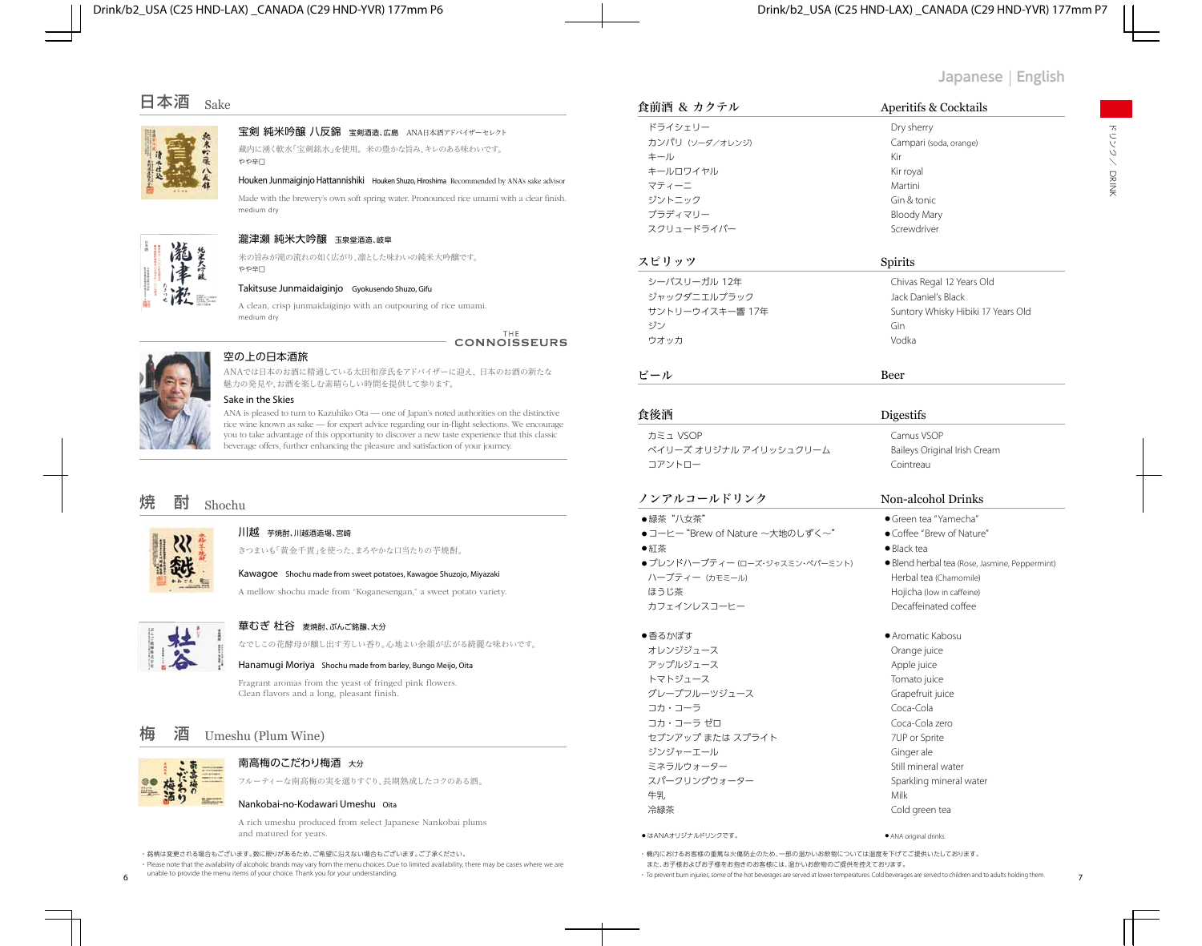Japanese | English

# 日本酒 Sake

## 宝剣 純米吟醸 八反錦 宝剣酒造、広島 ANA日本酒アドバイザーセレクト

蔵内に湧く軟水「宝剣銘水」を使用。米の豊かな旨み、キレのある味わいです。
やや辛口

## Houken Junmaiginjo Hattannishiki Houken Shuzo, Hiroshima Recommended by ANA's sake advisor

Made with the brewery's own soft spring water. Pronounced rice umami with a clear finish.
medium dry

## 瀧津瀬 純米大吟醸 玉泉堂酒造、岐阜

米の旨みが滝の流れの如く広がり、凛とした味わいの純米大吟醸です。
やや辛口

## Takitsuse Junmaidaiginjo Gyokusendo Shuzo, Gifu

A clean, crisp junmaidaiginjo with an outpouring of rice umami.
medium dry

THE CONNOISSEURS

### 空の上の日本酒旅

ANAでは日本のお酒に精通している太田和彦氏をアドバイザーに迎え、日本のお酒の新たな魅力の発見や、お酒を楽しむ素晴らしい時間を提供して参ります。

### Sake in the Skies

ANA is pleased to turn to Kazuhiko Ota — one of Japan's noted authorities on the distinctive rice wine known as sake — for expert advice regarding our in-flight selections. We encourage you to take advantage of this opportunity to discover a new taste experience that this classic beverage offers, further enhancing the pleasure and satisfaction of your journey.

# 焼 酎 Shochu

## 川越 芋焼酎、川越酒造場、宮崎

さつまいも「黄金千貫」を使った、まろやかな口当たりの芋焼酎。

## Kawagoe Shochu made from sweet potatoes, Kawagoe Shuzojo, Miyazaki

A mellow shochu made from "Koganesengan," a sweet potato variety.

## 華むぎ 杜谷 麦焼酎、ぶんご銘醸、大分

なでしこの花酵母が醸し出す芳しい香り。心地よい余韻が広がる綺麗な味わいです。

## Hanamugi Moriya Shochu made from barley, Bungo Meijo, Oita

Fragrant aromas from the yeast of fringed pink flowers.
Clean flavors and a long, pleasant finish.

# 梅 酒 Umeshu (Plum Wine)

## 南高梅のこだわり梅酒 大分

フルーティーな南高梅の実を選りすぐり、長期熟成したコクのある酒。

## Nankobai-no-Kodawari Umeshu Oita

A rich umeshu produced from select Japanese Nankobai plums and matured for years.

・銘柄は変更される場合もございます。数に限りがあるため、ご希望に沿えない場合もございます。ご了承ください。
・Please note that the availability of alcoholic brands may vary from the menu choices. Due to limited availability, there may be cases where we are unable to provide the menu items of your choice. Thank you for your understanding.

# 食前酒 & カクテル Aperitifs & Cocktails

| | |
|---|---|
| ドライシェリー | Dry sherry |
| カンパリ（ソーダ/オレンジ） | Campari (soda, orange) |
| キール | Kir |
| キールロワイヤル | Kir royal |
| マティーニ | Martini |
| ジントニック | Gin & tonic |
| ブラディマリー | Bloody Mary |
| スクリュードライバー | Screwdriver |

# スピリッツ Spirits

| | |
|---|---|
| シーバスリーガル 12年 | Chivas Regal 12 Years Old |
| ジャックダニエルブラック | Jack Daniel's Black |
| サントリーウイスキー響 17年 | Suntory Whisky Hibiki 17 Years Old |
| ジン | Gin |
| ウオッカ | Vodka |

# ビール Beer

# 食後酒 Digestifs

| | |
|---|---|
| カミュ VSOP | Camus VSOP |
| ベイリーズ オリジナル アイリッシュクリーム | Baileys Original Irish Cream |
| コアントロー | Cointreau |

# ノンアルコールドリンク Non-alcohol Drinks

| | |
|---|---|
| ●緑茶"八女茶" | ●Green tea "Yamecha" |
| ●コーヒー"Brew of Nature ～大地のしずく～" | ●Coffee "Brew of Nature" |
| ●紅茶 | ●Black tea |
| ●ブレンドハーブティー（ローズ・ジャスミン・ペパーミント） | ●Blend herbal tea (Rose, Jasmine, Peppermint) |
| ハーブティー（カモミール） | Herbal tea (Chamomile) |
| ほうじ茶 | Hojicha (low in caffeine) |
| カフェインレスコーヒー | Decaffeinated coffee |
| ●香るかぼす | ●Aromatic Kabosu |
| オレンジジュース | Orange juice |
| アップルジュース | Apple juice |
| トマトジュース | Tomato juice |
| グレープフルーツジュース | Grapefruit juice |
| コカ・コーラ | Coca-Cola |
| コカ・コーラ ゼロ | Coca-Cola zero |
| セブンアップ または スプライト | 7UP or Sprite |
| ジンジャーエール | Ginger ale |
| ミネラルウォーター | Still mineral water |
| スパークリングウォーター | Sparkling mineral water |
| 牛乳 | Milk |
| 冷緑茶 | Cold green tea |

●はANAオリジナルドリンクです。 ● ANA original drinks.

・機内におけるお客様の重篤な火傷防止のため、一部の温かいお飲物については温度を下げてご提供いたしております。
また、お子様およびお子様をお抱きのお客様には、温かいお飲物のご提供を控えております。
・To prevent burn injuries, some of the hot beverages are served at lower temperatures. Cold beverages are served to children and to adults holding them.